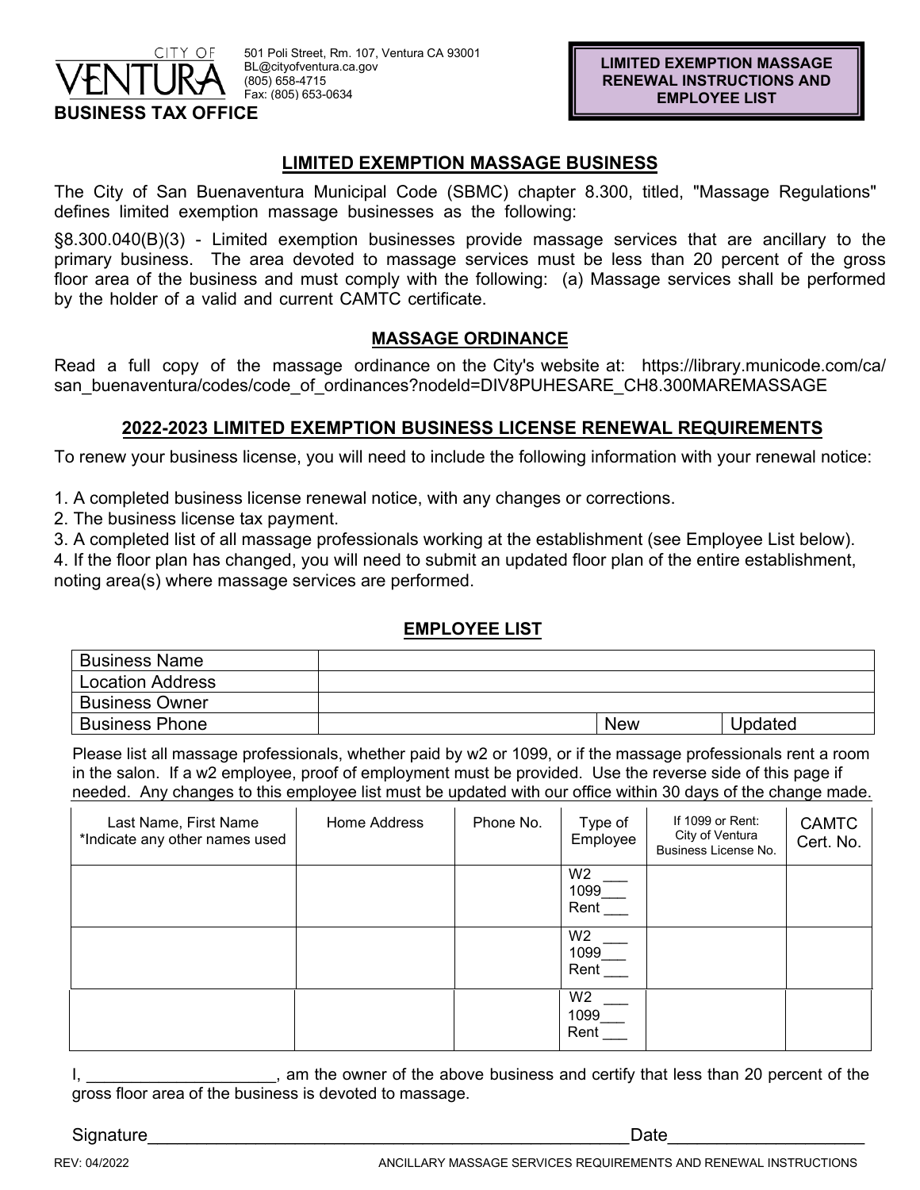CITY OF VENTURA

501 Poli Street, Rm. 107, Ventura CA 93001
BL@cityofventura.ca.gov
(805) 658-4715
Fax: (805) 653-0634

**BUSINESS TAX OFFICE**

**LIMITED EXEMPTION MASSAGE RENEWAL INSTRUCTIONS AND EMPLOYEE LIST**

## LIMITED EXEMPTION MASSAGE BUSINESS

The City of San Buenaventura Municipal Code (SBMC) chapter 8.300, titled, "Massage Regulations" defines limited exemption massage businesses as the following:

§8.300.040(B)(3) - Limited exemption businesses provide massage services that are ancillary to the primary business. The area devoted to massage services must be less than 20 percent of the gross floor area of the business and must comply with the following: (a) Massage services shall be performed by the holder of a valid and current CAMTC certificate.

## MASSAGE ORDINANCE

Read a full copy of the massage ordinance on the City's website at: https://library.municode.com/ca/san_buenaventura/codes/code_of_ordinances?nodeId=DIV8PUHESARE_CH8.300MAREMASSAGE

## 2022-2023 LIMITED EXEMPTION BUSINESS LICENSE RENEWAL REQUIREMENTS

To renew your business license, you will need to include the following information with your renewal notice:

1. A completed business license renewal notice, with any changes or corrections.
2. The business license tax payment.
3. A completed list of all massage professionals working at the establishment (see Employee List below).
4. If the floor plan has changed, you will need to submit an updated floor plan of the entire establishment, noting area(s) where massage services are performed.

## EMPLOYEE LIST

| Business Name | | | |
|---|---|---|---|
| Location Address | | | |
| Business Owner | | | |
| Business Phone | | New | Updated |

Please list all massage professionals, whether paid by w2 or 1099, or if the massage professionals rent a room in the salon. If a w2 employee, proof of employment must be provided. Use the reverse side of this page if needed. Any changes to this employee list must be updated with our office within 30 days of the change made.

| Last Name, First Name *Indicate any other names used | Home Address | Phone No. | Type of Employee | If 1099 or Rent: City of Ventura Business License No. | CAMTC Cert. No. |
|---|---|---|---|---|---|
| | | | W2 ___ 1099___ Rent ___ | | |
| | | | W2 ___ 1099___ Rent ___ | | |
| | | | W2 ___ 1099___ Rent ___ | | |

I, ____________________, am the owner of the above business and certify that less than 20 percent of the gross floor area of the business is devoted to massage.

Signature__________________________________________________Date____________________

REV: 04/2022 ANCILLARY MASSAGE SERVICES REQUIREMENTS AND RENEWAL INSTRUCTIONS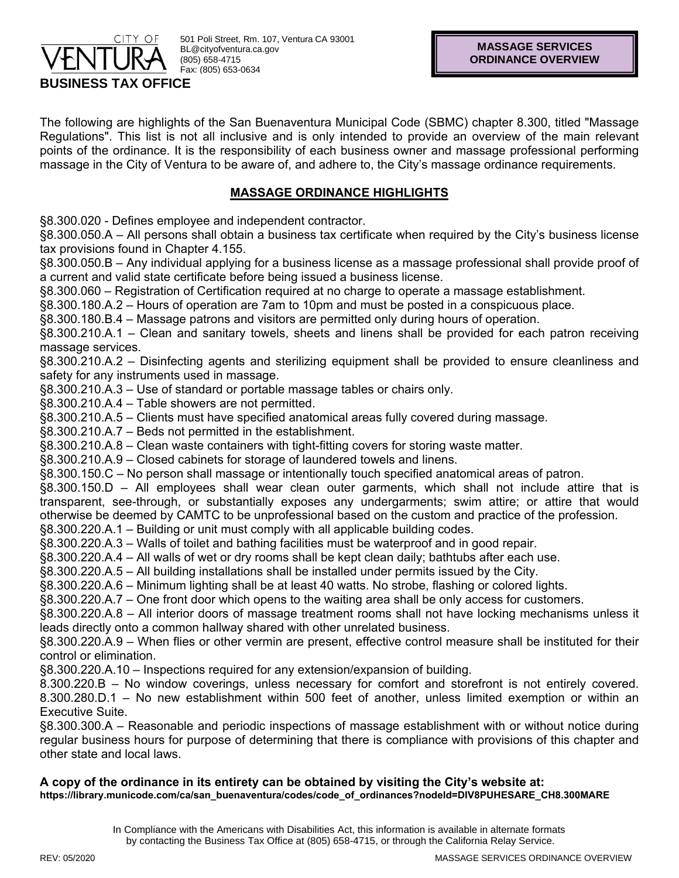CITY OF VENTURA

501 Poli Street, Rm. 107, Ventura CA 93001
BL@cityofventura.ca.gov
(805) 658-4715
Fax: (805) 653-0634

**BUSINESS TAX OFFICE**

**MASSAGE SERVICES ORDINANCE OVERVIEW**

The following are highlights of the San Buenaventura Municipal Code (SBMC) chapter 8.300, titled "Massage Regulations". This list is not all inclusive and is only intended to provide an overview of the main relevant points of the ordinance. It is the responsibility of each business owner and massage professional performing massage in the City of Ventura to be aware of, and adhere to, the City's massage ordinance requirements.

## MASSAGE ORDINANCE HIGHLIGHTS

§8.300.020 - Defines employee and independent contractor.

§8.300.050.A – All persons shall obtain a business tax certificate when required by the City's business license tax provisions found in Chapter 4.155.

§8.300.050.B – Any individual applying for a business license as a massage professional shall provide proof of a current and valid state certificate before being issued a business license.

§8.300.060 – Registration of Certification required at no charge to operate a massage establishment.

§8.300.180.A.2 – Hours of operation are 7am to 10pm and must be posted in a conspicuous place.

§8.300.180.B.4 – Massage patrons and visitors are permitted only during hours of operation.

§8.300.210.A.1 – Clean and sanitary towels, sheets and linens shall be provided for each patron receiving massage services.

§8.300.210.A.2 – Disinfecting agents and sterilizing equipment shall be provided to ensure cleanliness and safety for any instruments used in massage.

§8.300.210.A.3 – Use of standard or portable massage tables or chairs only.

§8.300.210.A.4 – Table showers are not permitted.

§8.300.210.A.5 – Clients must have specified anatomical areas fully covered during massage.

§8.300.210.A.7 – Beds not permitted in the establishment.

§8.300.210.A.8 – Clean waste containers with tight-fitting covers for storing waste matter.

§8.300.210.A.9 – Closed cabinets for storage of laundered towels and linens.

§8.300.150.C – No person shall massage or intentionally touch specified anatomical areas of patron.

§8.300.150.D – All employees shall wear clean outer garments, which shall not include attire that is transparent, see-through, or substantially exposes any undergarments; swim attire; or attire that would otherwise be deemed by CAMTC to be unprofessional based on the custom and practice of the profession.

§8.300.220.A.1 – Building or unit must comply with all applicable building codes.

§8.300.220.A.3 – Walls of toilet and bathing facilities must be waterproof and in good repair.

§8.300.220.A.4 – All walls of wet or dry rooms shall be kept clean daily; bathtubs after each use.

§8.300.220.A.5 – All building installations shall be installed under permits issued by the City.

§8.300.220.A.6 – Minimum lighting shall be at least 40 watts. No strobe, flashing or colored lights.

§8.300.220.A.7 – One front door which opens to the waiting area shall be only access for customers.

§8.300.220.A.8 – All interior doors of massage treatment rooms shall not have locking mechanisms unless it leads directly onto a common hallway shared with other unrelated business.

§8.300.220.A.9 – When flies or other vermin are present, effective control measure shall be instituted for their control or elimination.

§8.300.220.A.10 – Inspections required for any extension/expansion of building.

8.300.220.B – No window coverings, unless necessary for comfort and storefront is not entirely covered.

8.300.280.D.1 – No new establishment within 500 feet of another, unless limited exemption or within an Executive Suite.

§8.300.300.A – Reasonable and periodic inspections of massage establishment with or without notice during regular business hours for purpose of determining that there is compliance with provisions of this chapter and other state and local laws.

**A copy of the ordinance in its entirety can be obtained by visiting the City's website at:**
**https://library.municode.com/ca/san_buenaventura/codes/code_of_ordinances?nodeId=DIV8PUHESARE_CH8.300MARE**

In Compliance with the Americans with Disabilities Act, this information is available in alternate formats by contacting the Business Tax Office at (805) 658-4715, or through the California Relay Service.

REV: 05/2020